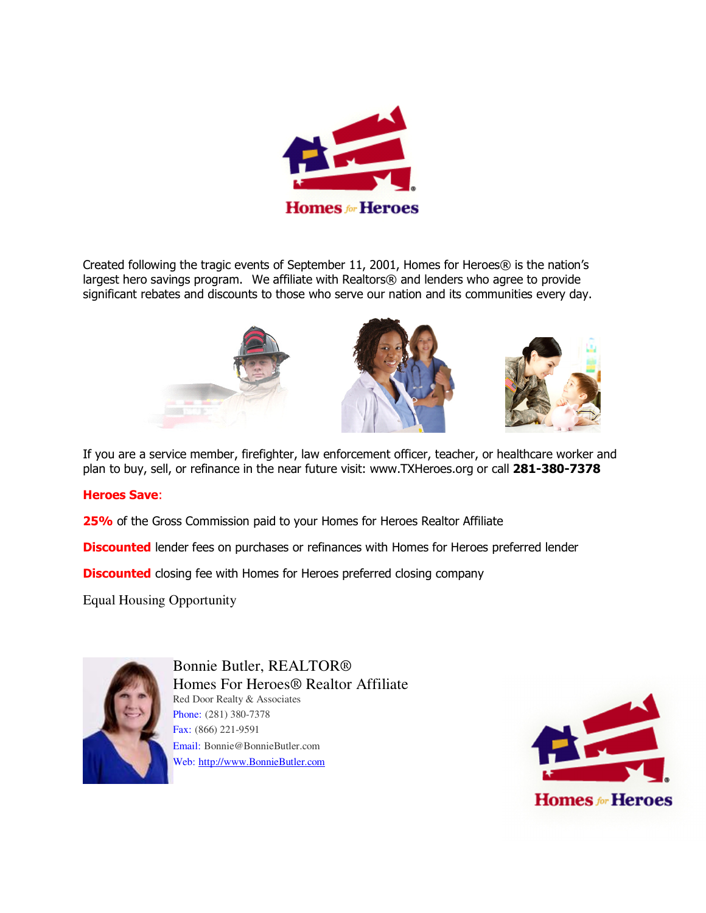Homes for Heroes

Created following the tragic events of September 11, 2001, Homes for Heroes® is the nation's largest hero savings program. We affiliate with Realtors® and lenders who agree to provide significant rebates and discounts to those who serve our nation and its communities every day.

If you are a service member, firefighter, law enforcement officer, teacher, or healthcare worker and plan to buy, sell, or refinance in the near future visit: www.TXHeroes.org or call **281-380-7378**

**Heroes Save**:

**25%** of the Gross Commission paid to your Homes for Heroes Realtor Affiliate

**Discounted** lender fees on purchases or refinances with Homes for Heroes preferred lender

**Discounted** closing fee with Homes for Heroes preferred closing company

Equal Housing Opportunity

Bonnie Butler, REALTOR®
Homes For Heroes® Realtor Affiliate
Red Door Realty & Associates
Phone: (281) 380-7378
Fax: (866) 221-9591
Email: Bonnie@BonnieButler.com
Web: http://www.BonnieButler.com

Homes for Heroes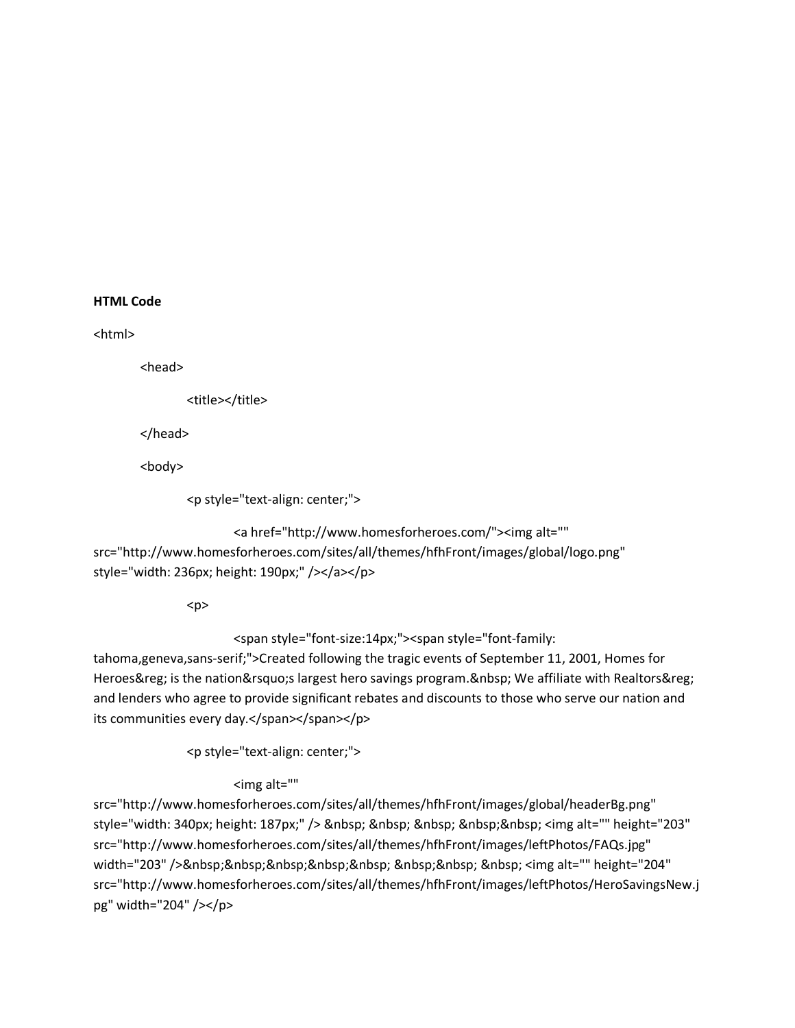**HTML Code**

```
<html>

	<head>

		<title></title>

	</head>

	<body>

		<p style="text-align: center;">

			<a href="http://www.homesforheroes.com/"><img alt=""
src="http://www.homesforheroes.com/sites/all/themes/hfhFront/images/global/logo.png"
style="width: 236px; height: 190px;" /></a></p>

		<p>

			<span style="font-size:14px;"><span style="font-family:
tahoma,geneva,sans-serif;">Created following the tragic events of September 11, 2001, Homes for
Heroes&reg; is the nation&rsquo;s largest hero savings program.&nbsp; We affiliate with Realtors&reg;
and lenders who agree to provide significant rebates and discounts to those who serve our nation and
its communities every day.</span></span></p>

		<p style="text-align: center;">

			<img alt=""
src="http://www.homesforheroes.com/sites/all/themes/hfhFront/images/global/headerBg.png"
style="width: 340px; height: 187px;" /> &nbsp; &nbsp; &nbsp; &nbsp;&nbsp; <img alt="" height="203"
src="http://www.homesforheroes.com/sites/all/themes/hfhFront/images/leftPhotos/FAQs.jpg"
width="203" />&nbsp;&nbsp;&nbsp;&nbsp;&nbsp; &nbsp;&nbsp; &nbsp; <img alt="" height="204"
src="http://www.homesforheroes.com/sites/all/themes/hfhFront/images/leftPhotos/HeroSavingsNew.j
pg" width="204" /></p>
```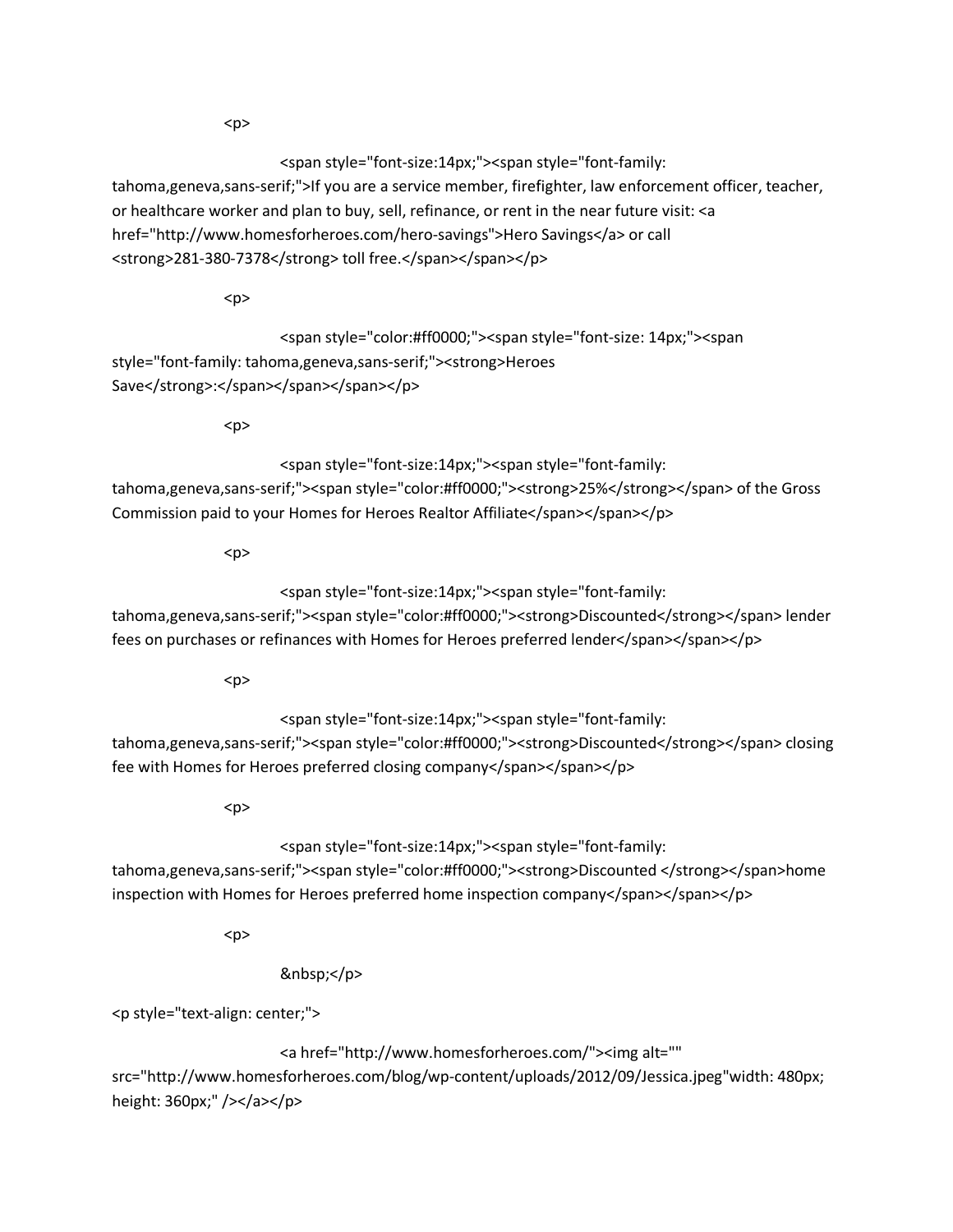```
<p>

        <span style="font-size:14px;"><span style="font-family:
tahoma,geneva,sans-serif;">If you are a service member, firefighter, law enforcement officer, teacher,
or healthcare worker and plan to buy, sell, refinance, or rent in the near future visit: <a
href="http://www.homesforheroes.com/hero-savings">Hero Savings</a> or call
<strong>281-380-7378</strong> toll free.</span></span></p>

<p>

        <span style="color:#ff0000;"><span style="font-size: 14px;"><span
style="font-family: tahoma,geneva,sans-serif;"><strong>Heroes
Save</strong>:</span></span></span></p>

<p>

        <span style="font-size:14px;"><span style="font-family:
tahoma,geneva,sans-serif;"><span style="color:#ff0000;"><strong>25%</strong></span> of the Gross
Commission paid to your Homes for Heroes Realtor Affiliate</span></span></p>

<p>

        <span style="font-size:14px;"><span style="font-family:
tahoma,geneva,sans-serif;"><span style="color:#ff0000;"><strong>Discounted</strong></span> lender
fees on purchases or refinances with Homes for Heroes preferred lender</span></span></p>

<p>

        <span style="font-size:14px;"><span style="font-family:
tahoma,geneva,sans-serif;"><span style="color:#ff0000;"><strong>Discounted</strong></span> closing
fee with Homes for Heroes preferred closing company</span></span></p>

<p>

        <span style="font-size:14px;"><span style="font-family:
tahoma,geneva,sans-serif;"><span style="color:#ff0000;"><strong>Discounted </strong></span>home
inspection with Homes for Heroes preferred home inspection company</span></span></p>

<p>

        &nbsp;</p>

<p style="text-align: center;">

        <a href="http://www.homesforheroes.com/"><img alt=""
src="http://www.homesforheroes.com/blog/wp-content/uploads/2012/09/Jessica.jpeg"width: 480px;
height: 360px;" /></a></p>
```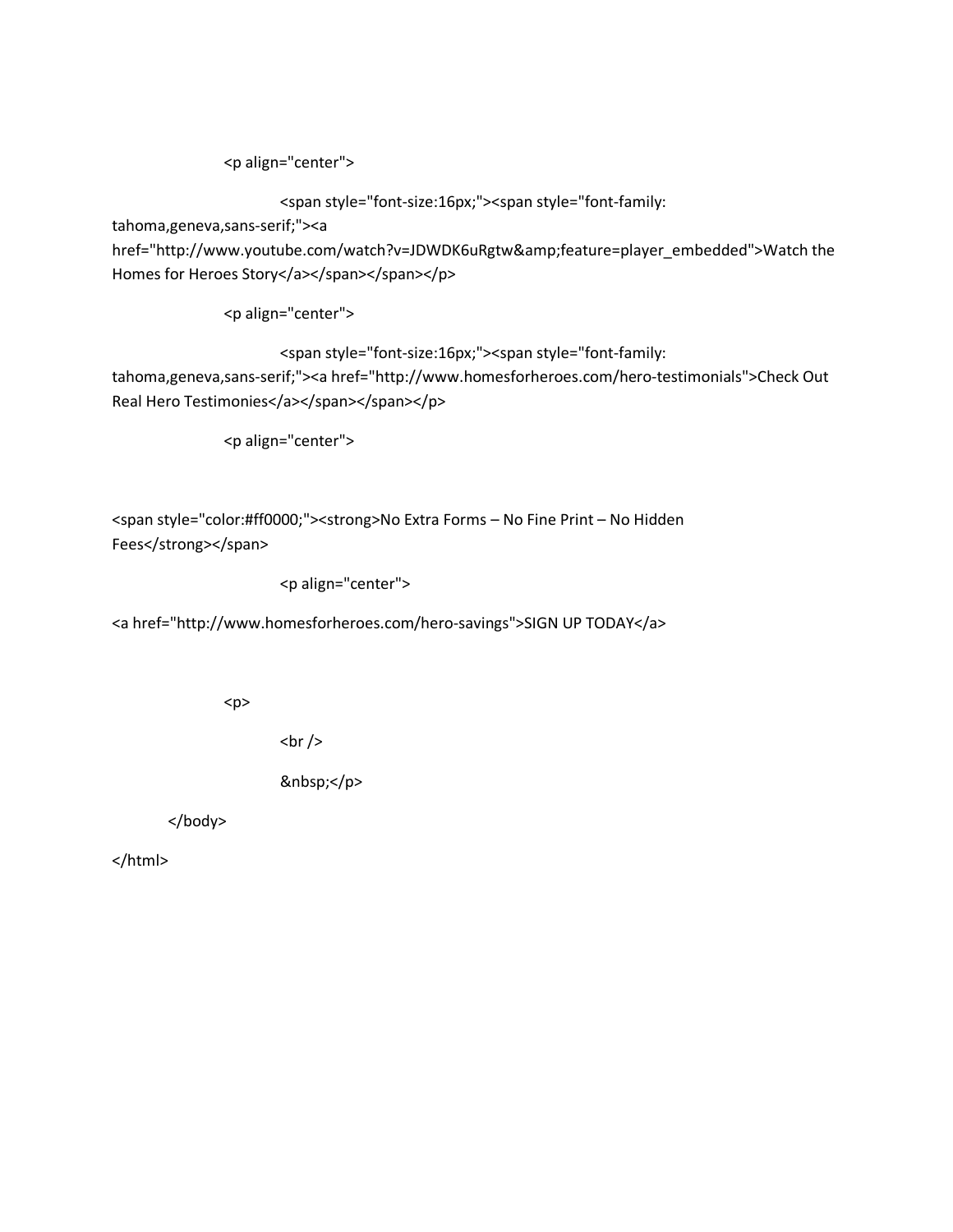```
<p align="center">

		<span style="font-size:16px;"><span style="font-family:
tahoma,geneva,sans-serif;"><a
href="http://www.youtube.com/watch?v=JDWDK6uRgtw&amp;feature=player_embedded">Watch the
Homes for Heroes Story</a></span></span></p>

	<p align="center">

		<span style="font-size:16px;"><span style="font-family:
tahoma,geneva,sans-serif;"><a href="http://www.homesforheroes.com/hero-testimonials">Check Out
Real Hero Testimonies</a></span></span></p>

	<p align="center">



<span style="color:#ff0000;"><strong>No Extra Forms – No Fine Print – No Hidden
Fees</strong></span>

		<p align="center">

<a href="http://www.homesforheroes.com/hero-savings">SIGN UP TODAY</a>



	<p>

		<br />

		&nbsp;</p>

	</body>

</html>
```